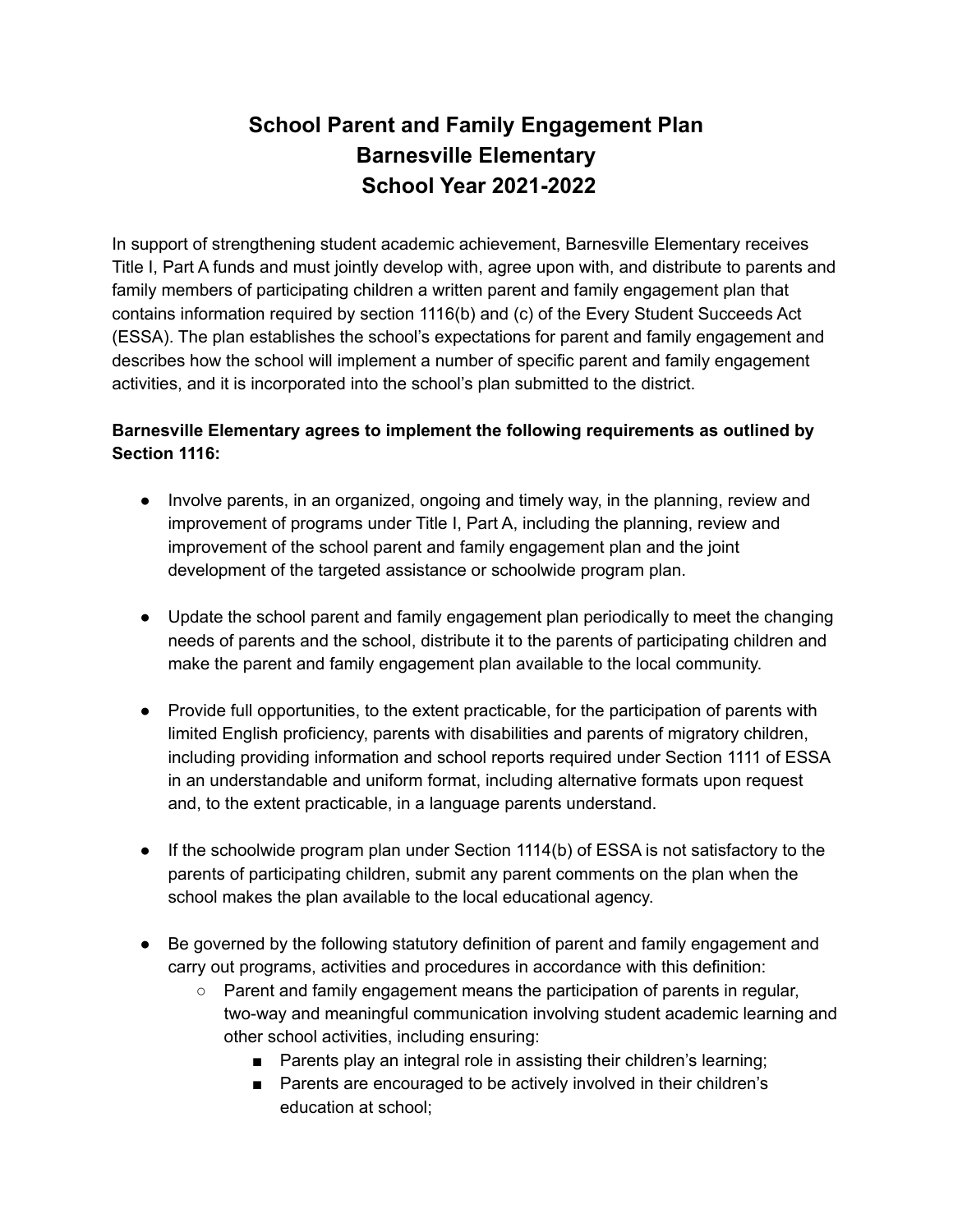# School Parent and Family Engagement Plan
# Barnesville Elementary
# School Year 2021-2022

In support of strengthening student academic achievement, Barnesville Elementary receives Title I, Part A funds and must jointly develop with, agree upon with, and distribute to parents and family members of participating children a written parent and family engagement plan that contains information required by section 1116(b) and (c) of the Every Student Succeeds Act (ESSA). The plan establishes the school's expectations for parent and family engagement and describes how the school will implement a number of specific parent and family engagement activities, and it is incorporated into the school's plan submitted to the district.

**Barnesville Elementary agrees to implement the following requirements as outlined by Section 1116:**

- Involve parents, in an organized, ongoing and timely way, in the planning, review and improvement of programs under Title I, Part A, including the planning, review and improvement of the school parent and family engagement plan and the joint development of the targeted assistance or schoolwide program plan.

- Update the school parent and family engagement plan periodically to meet the changing needs of parents and the school, distribute it to the parents of participating children and make the parent and family engagement plan available to the local community.

- Provide full opportunities, to the extent practicable, for the participation of parents with limited English proficiency, parents with disabilities and parents of migratory children, including providing information and school reports required under Section 1111 of ESSA in an understandable and uniform format, including alternative formats upon request and, to the extent practicable, in a language parents understand.

- If the schoolwide program plan under Section 1114(b) of ESSA is not satisfactory to the parents of participating children, submit any parent comments on the plan when the school makes the plan available to the local educational agency.

- Be governed by the following statutory definition of parent and family engagement and carry out programs, activities and procedures in accordance with this definition:
  - Parent and family engagement means the participation of parents in regular, two-way and meaningful communication involving student academic learning and other school activities, including ensuring:
    - Parents play an integral role in assisting their children's learning;
    - Parents are encouraged to be actively involved in their children's education at school;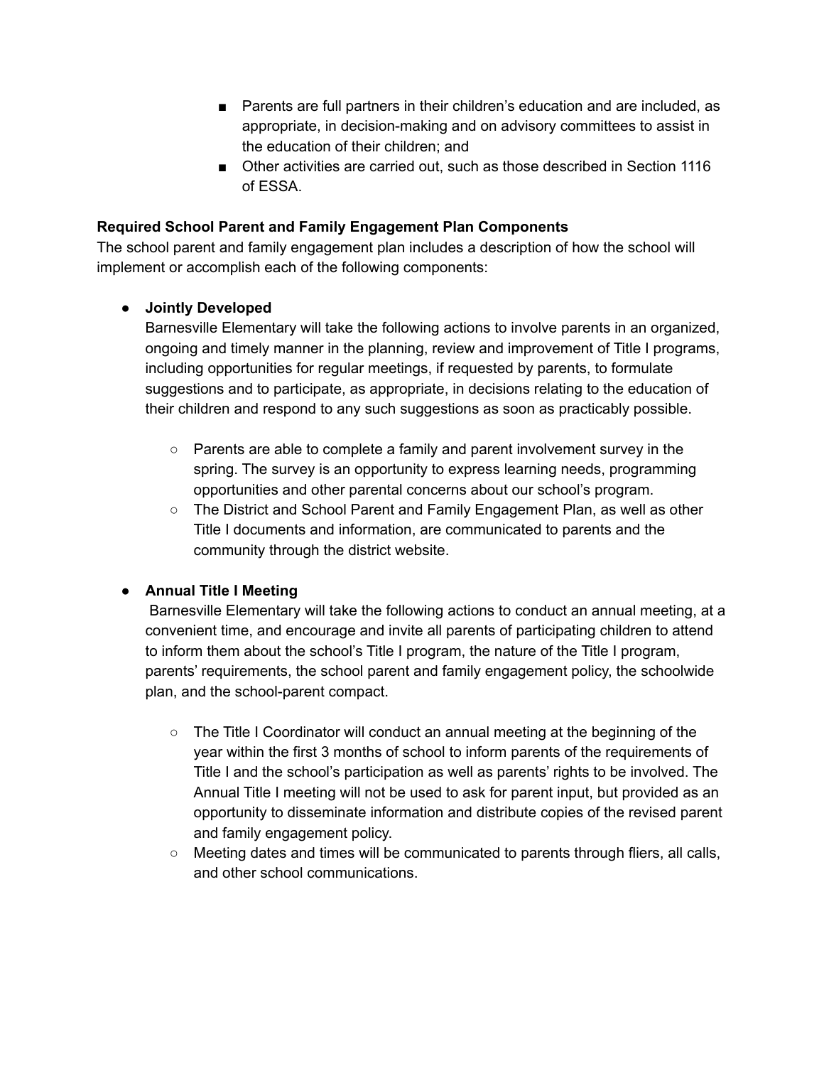- Parents are full partners in their children's education and are included, as appropriate, in decision-making and on advisory committees to assist in the education of their children; and
    - Other activities are carried out, such as those described in Section 1116 of ESSA.

**Required School Parent and Family Engagement Plan Components**

The school parent and family engagement plan includes a description of how the school will implement or accomplish each of the following components:

- **Jointly Developed**

  Barnesville Elementary will take the following actions to involve parents in an organized, ongoing and timely manner in the planning, review and improvement of Title I programs, including opportunities for regular meetings, if requested by parents, to formulate suggestions and to participate, as appropriate, in decisions relating to the education of their children and respond to any such suggestions as soon as practicably possible.

  - Parents are able to complete a family and parent involvement survey in the spring. The survey is an opportunity to express learning needs, programming opportunities and other parental concerns about our school's program.
  - The District and School Parent and Family Engagement Plan, as well as other Title I documents and information, are communicated to parents and the community through the district website.

- **Annual Title I Meeting**

  Barnesville Elementary will take the following actions to conduct an annual meeting, at a convenient time, and encourage and invite all parents of participating children to attend to inform them about the school's Title I program, the nature of the Title I program, parents' requirements, the school parent and family engagement policy, the schoolwide plan, and the school-parent compact.

  - The Title I Coordinator will conduct an annual meeting at the beginning of the year within the first 3 months of school to inform parents of the requirements of Title I and the school's participation as well as parents' rights to be involved. The Annual Title I meeting will not be used to ask for parent input, but provided as an opportunity to disseminate information and distribute copies of the revised parent and family engagement policy.
  - Meeting dates and times will be communicated to parents through fliers, all calls, and other school communications.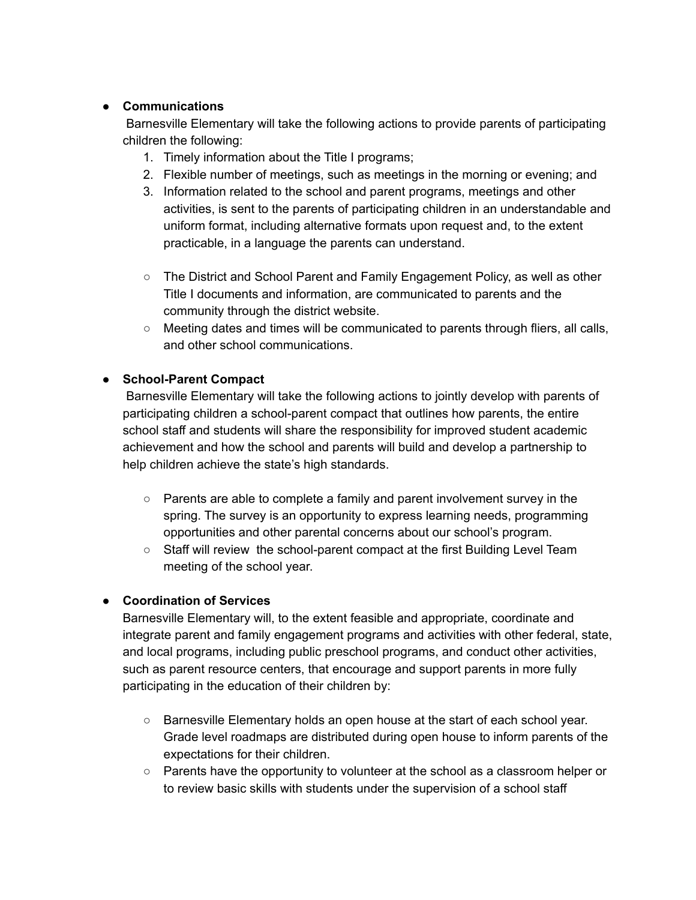- **Communications**

  Barnesville Elementary will take the following actions to provide parents of participating children the following:

  1. Timely information about the Title I programs;
  2. Flexible number of meetings, such as meetings in the morning or evening; and
  3. Information related to the school and parent programs, meetings and other activities, is sent to the parents of participating children in an understandable and uniform format, including alternative formats upon request and, to the extent practicable, in a language the parents can understand.

  - The District and School Parent and Family Engagement Policy, as well as other Title I documents and information, are communicated to parents and the community through the district website.
  - Meeting dates and times will be communicated to parents through fliers, all calls, and other school communications.

- **School-Parent Compact**

  Barnesville Elementary will take the following actions to jointly develop with parents of participating children a school-parent compact that outlines how parents, the entire school staff and students will share the responsibility for improved student academic achievement and how the school and parents will build and develop a partnership to help children achieve the state's high standards.

  - Parents are able to complete a family and parent involvement survey in the spring. The survey is an opportunity to express learning needs, programming opportunities and other parental concerns about our school's program.
  - Staff will review the school-parent compact at the first Building Level Team meeting of the school year.

- **Coordination of Services**

  Barnesville Elementary will, to the extent feasible and appropriate, coordinate and integrate parent and family engagement programs and activities with other federal, state, and local programs, including public preschool programs, and conduct other activities, such as parent resource centers, that encourage and support parents in more fully participating in the education of their children by:

  - Barnesville Elementary holds an open house at the start of each school year. Grade level roadmaps are distributed during open house to inform parents of the expectations for their children.
  - Parents have the opportunity to volunteer at the school as a classroom helper or to review basic skills with students under the supervision of a school staff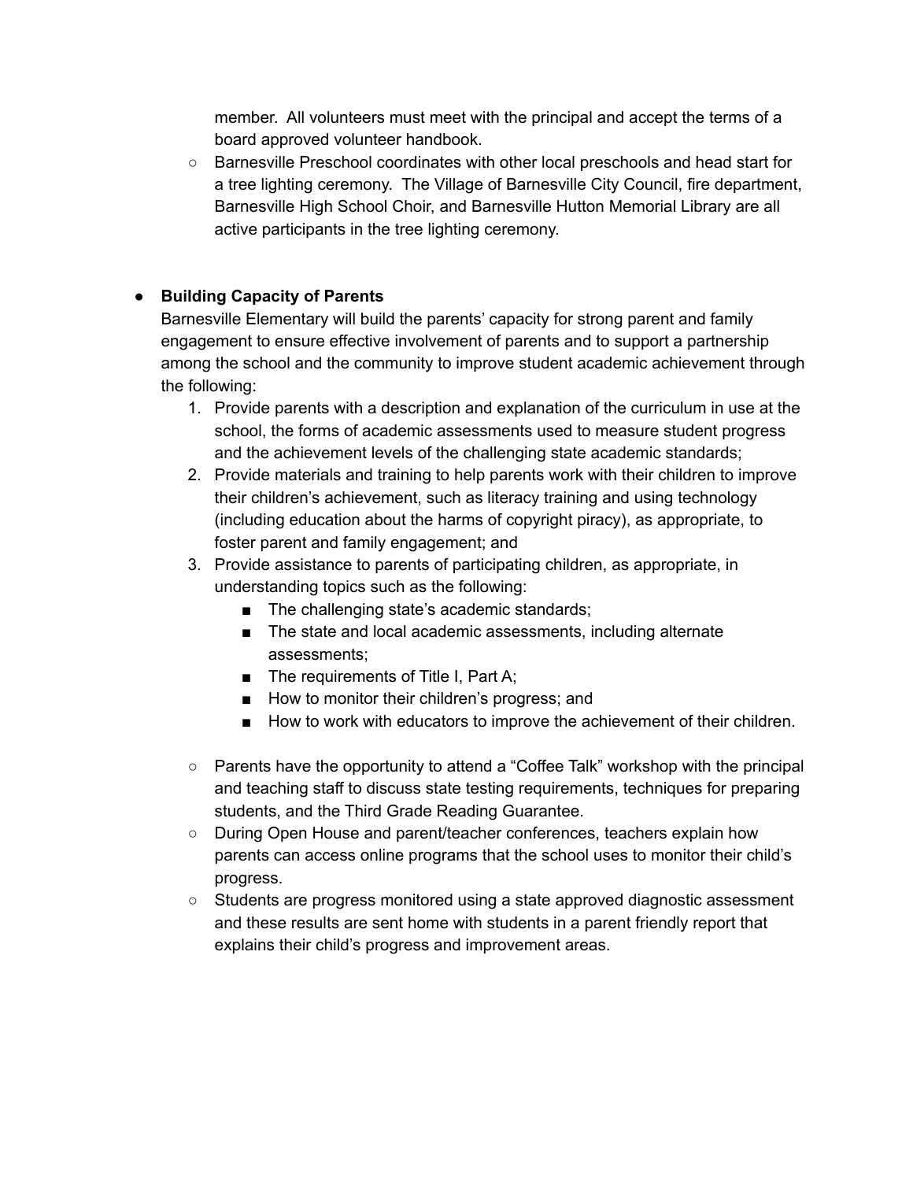member. All volunteers must meet with the principal and accept the terms of a board approved volunteer handbook.

- Barnesville Preschool coordinates with other local preschools and head start for a tree lighting ceremony. The Village of Barnesville City Council, fire department, Barnesville High School Choir, and Barnesville Hutton Memorial Library are all active participants in the tree lighting ceremony.

- **Building Capacity of Parents**

  Barnesville Elementary will build the parents' capacity for strong parent and family engagement to ensure effective involvement of parents and to support a partnership among the school and the community to improve student academic achievement through the following:

  1. Provide parents with a description and explanation of the curriculum in use at the school, the forms of academic assessments used to measure student progress and the achievement levels of the challenging state academic standards;
  2. Provide materials and training to help parents work with their children to improve their children's achievement, such as literacy training and using technology (including education about the harms of copyright piracy), as appropriate, to foster parent and family engagement; and
  3. Provide assistance to parents of participating children, as appropriate, in understanding topics such as the following:
     - The challenging state's academic standards;
     - The state and local academic assessments, including alternate assessments;
     - The requirements of Title I, Part A;
     - How to monitor their children's progress; and
     - How to work with educators to improve the achievement of their children.

  - Parents have the opportunity to attend a "Coffee Talk" workshop with the principal and teaching staff to discuss state testing requirements, techniques for preparing students, and the Third Grade Reading Guarantee.
  - During Open House and parent/teacher conferences, teachers explain how parents can access online programs that the school uses to monitor their child's progress.
  - Students are progress monitored using a state approved diagnostic assessment and these results are sent home with students in a parent friendly report that explains their child's progress and improvement areas.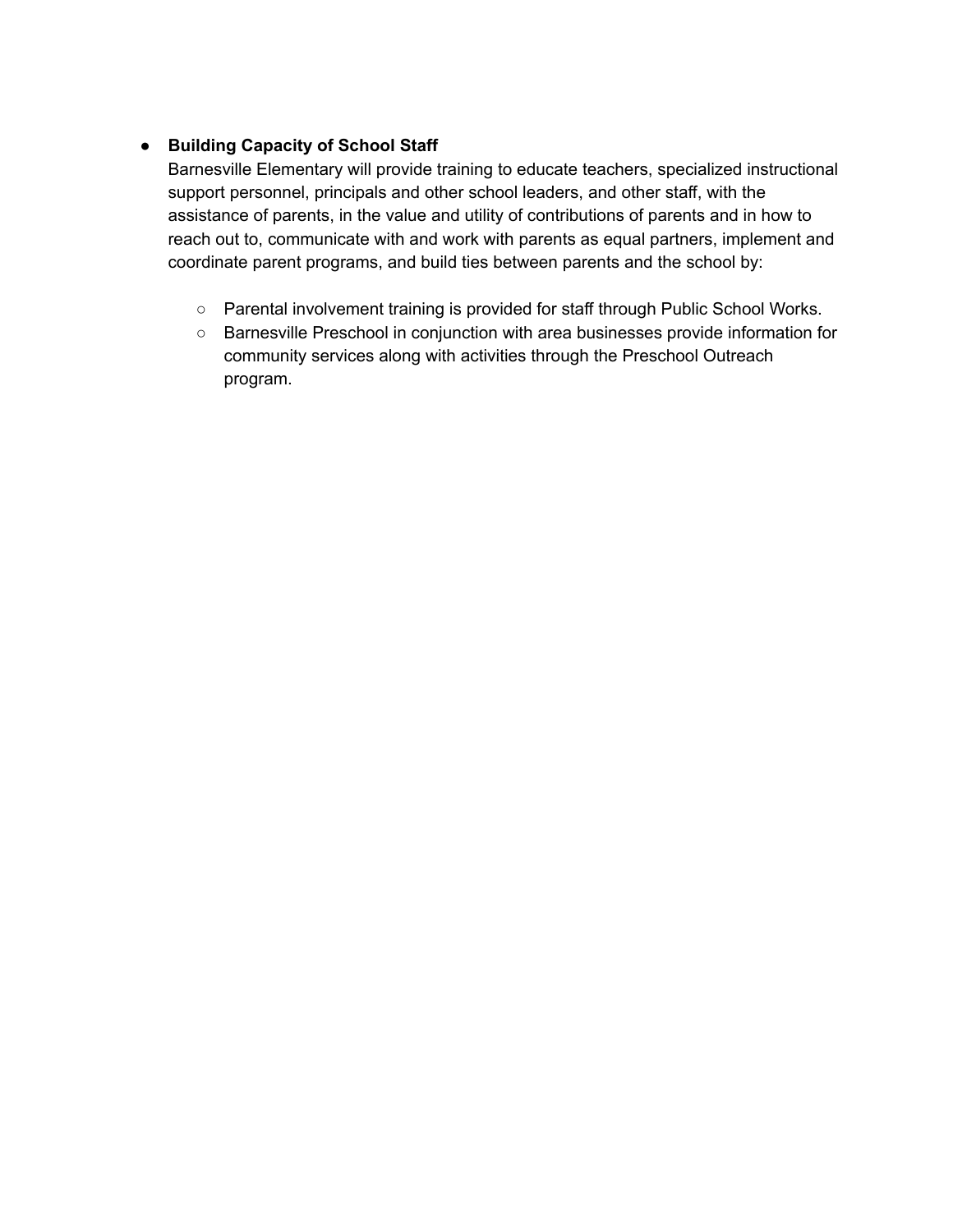- **Building Capacity of School Staff**
  Barnesville Elementary will provide training to educate teachers, specialized instructional support personnel, principals and other school leaders, and other staff, with the assistance of parents, in the value and utility of contributions of parents and in how to reach out to, communicate with and work with parents as equal partners, implement and coordinate parent programs, and build ties between parents and the school by:

  - Parental involvement training is provided for staff through Public School Works.
  - Barnesville Preschool in conjunction with area businesses provide information for community services along with activities through the Preschool Outreach program.